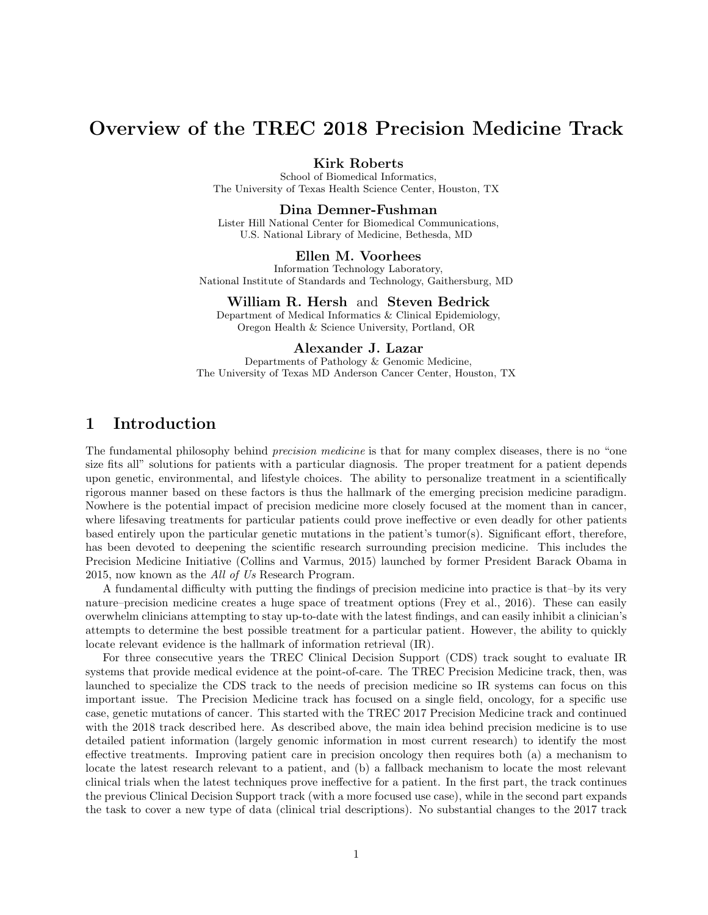# Overview of the TREC 2018 Precision Medicine Track

**Kirk Roberts**
School of Biomedical Informatics,
The University of Texas Health Science Center, Houston, TX

**Dina Demner-Fushman**
Lister Hill National Center for Biomedical Communications,
U.S. National Library of Medicine, Bethesda, MD

**Ellen M. Voorhees**
Information Technology Laboratory,
National Institute of Standards and Technology, Gaithersburg, MD

**William R. Hersh** and **Steven Bedrick**
Department of Medical Informatics & Clinical Epidemiology,
Oregon Health & Science University, Portland, OR

**Alexander J. Lazar**
Departments of Pathology & Genomic Medicine,
The University of Texas MD Anderson Cancer Center, Houston, TX

## 1 Introduction

The fundamental philosophy behind *precision medicine* is that for many complex diseases, there is no "one size fits all" solutions for patients with a particular diagnosis. The proper treatment for a patient depends upon genetic, environmental, and lifestyle choices. The ability to personalize treatment in a scientifically rigorous manner based on these factors is thus the hallmark of the emerging precision medicine paradigm. Nowhere is the potential impact of precision medicine more closely focused at the moment than in cancer, where lifesaving treatments for particular patients could prove ineffective or even deadly for other patients based entirely upon the particular genetic mutations in the patient's tumor(s). Significant effort, therefore, has been devoted to deepening the scientific research surrounding precision medicine. This includes the Precision Medicine Initiative (Collins and Varmus, 2015) launched by former President Barack Obama in 2015, now known as the *All of Us* Research Program.

A fundamental difficulty with putting the findings of precision medicine into practice is that–by its very nature–precision medicine creates a huge space of treatment options (Frey et al., 2016). These can easily overwhelm clinicians attempting to stay up-to-date with the latest findings, and can easily inhibit a clinician's attempts to determine the best possible treatment for a particular patient. However, the ability to quickly locate relevant evidence is the hallmark of information retrieval (IR).

For three consecutive years the TREC Clinical Decision Support (CDS) track sought to evaluate IR systems that provide medical evidence at the point-of-care. The TREC Precision Medicine track, then, was launched to specialize the CDS track to the needs of precision medicine so IR systems can focus on this important issue. The Precision Medicine track has focused on a single field, oncology, for a specific use case, genetic mutations of cancer. This started with the TREC 2017 Precision Medicine track and continued with the 2018 track described here. As described above, the main idea behind precision medicine is to use detailed patient information (largely genomic information in most current research) to identify the most effective treatments. Improving patient care in precision oncology then requires both (a) a mechanism to locate the latest research relevant to a patient, and (b) a fallback mechanism to locate the most relevant clinical trials when the latest techniques prove ineffective for a patient. In the first part, the track continues the previous Clinical Decision Support track (with a more focused use case), while in the second part expands the task to cover a new type of data (clinical trial descriptions). No substantial changes to the 2017 track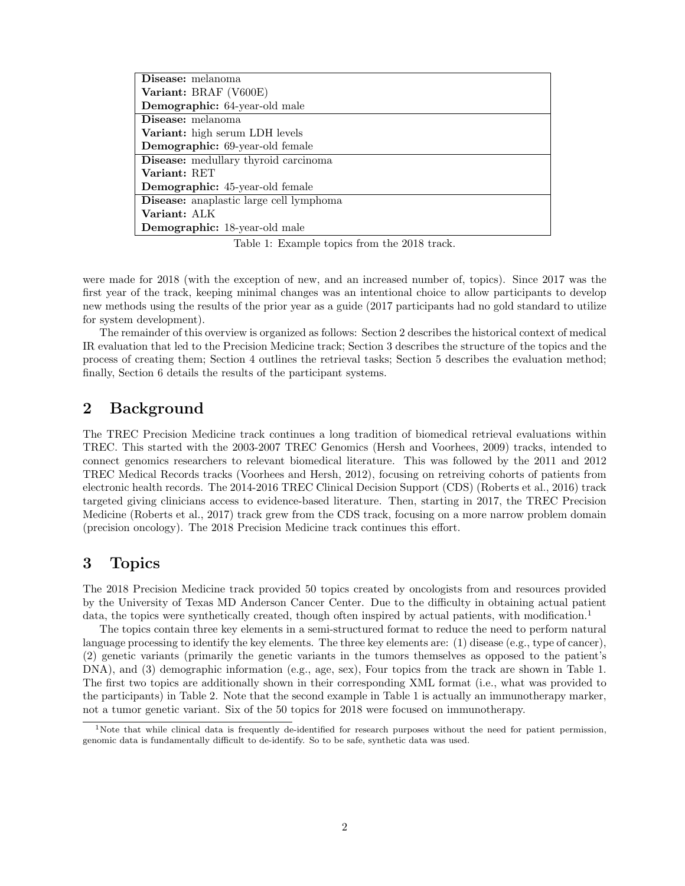| |
|---|
| **Disease:** melanoma<br>**Variant:** BRAF (V600E)<br>**Demographic:** 64-year-old male |
| **Disease:** melanoma<br>**Variant:** high serum LDH levels<br>**Demographic:** 69-year-old female |
| **Disease:** medullary thyroid carcinoma<br>**Variant:** RET<br>**Demographic:** 45-year-old female |
| **Disease:** anaplastic large cell lymphoma<br>**Variant:** ALK<br>**Demographic:** 18-year-old male |

Table 1: Example topics from the 2018 track.

were made for 2018 (with the exception of new, and an increased number of, topics). Since 2017 was the first year of the track, keeping minimal changes was an intentional choice to allow participants to develop new methods using the results of the prior year as a guide (2017 participants had no gold standard to utilize for system development).

The remainder of this overview is organized as follows: Section 2 describes the historical context of medical IR evaluation that led to the Precision Medicine track; Section 3 describes the structure of the topics and the process of creating them; Section 4 outlines the retrieval tasks; Section 5 describes the evaluation method; finally, Section 6 details the results of the participant systems.

## 2 Background

The TREC Precision Medicine track continues a long tradition of biomedical retrieval evaluations within TREC. This started with the 2003-2007 TREC Genomics (Hersh and Voorhees, 2009) tracks, intended to connect genomics researchers to relevant biomedical literature. This was followed by the 2011 and 2012 TREC Medical Records tracks (Voorhees and Hersh, 2012), focusing on retreiving cohorts of patients from electronic health records. The 2014-2016 TREC Clinical Decision Support (CDS) (Roberts et al., 2016) track targeted giving clinicians access to evidence-based literature. Then, starting in 2017, the TREC Precision Medicine (Roberts et al., 2017) track grew from the CDS track, focusing on a more narrow problem domain (precision oncology). The 2018 Precision Medicine track continues this effort.

## 3 Topics

The 2018 Precision Medicine track provided 50 topics created by oncologists from and resources provided by the University of Texas MD Anderson Cancer Center. Due to the difficulty in obtaining actual patient data, the topics were synthetically created, though often inspired by actual patients, with modification.[1]

The topics contain three key elements in a semi-structured format to reduce the need to perform natural language processing to identify the key elements. The three key elements are: (1) disease (e.g., type of cancer), (2) genetic variants (primarily the genetic variants in the tumors themselves as opposed to the patient's DNA), and (3) demographic information (e.g., age, sex), Four topics from the track are shown in Table 1. The first two topics are additionally shown in their corresponding XML format (i.e., what was provided to the participants) in Table 2. Note that the second example in Table 1 is actually an immunotherapy marker, not a tumor genetic variant. Six of the 50 topics for 2018 were focused on immunotherapy.

[1] Note that while clinical data is frequently de-identified for research purposes without the need for patient permission, genomic data is fundamentally difficult to de-identify. So to be safe, synthetic data was used.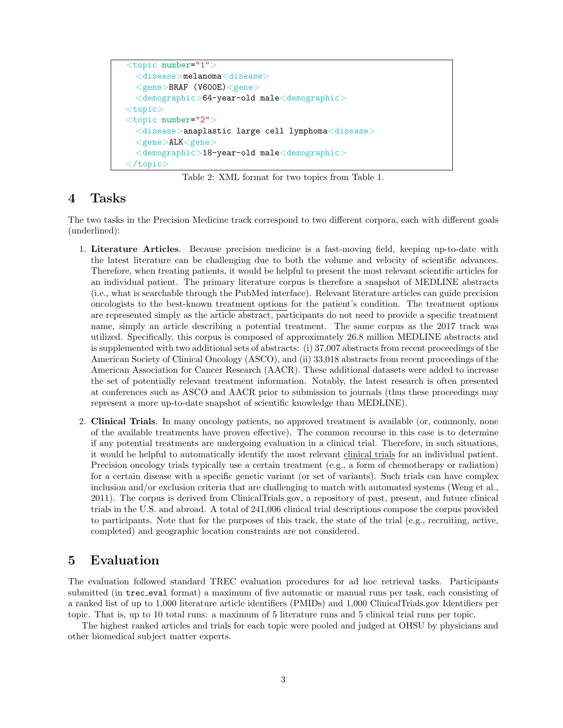```
<topic number="1">
  <disease>melanoma<disease>
  <gene>BRAF (V600E)<gene>
  <demographic>64-year-old male<demographic>
<topic>
<topic number="2">
  <disease>anaplastic large cell lymphoma<disease>
  <gene>ALK<gene>
  <demographic>18-year-old male<demographic>
</topic>
```

Table 2: XML format for two topics from Table 1.

## 4 Tasks

The two tasks in the Precision Medicine track correspond to two different corpora, each with different goals (underlined):

1. **Literature Articles**. Because precision medicine is a fast-moving field, keeping up-to-date with the latest literature can be challenging due to both the volume and velocity of scientific advances. Therefore, when treating patients, it would be helpful to present the most relevant scientific articles for an individual patient. The primary literature corpus is therefore a snapshot of MEDLINE abstracts (i.e., what is searchable through the PubMed interface). Relevant literature articles can guide precision oncologists to the best-known treatment options for the patient's condition. The treatment options are represented simply as the article abstract, participants do not need to provide a specific treatment name, simply an article describing a potential treatment. The same corpus as the 2017 track was utilized. Specifically, this corpus is composed of approximately 26.8 million MEDLINE abstracts and is supplemented with two additional sets of abstracts: (i) 37,007 abstracts from recent proceedings of the American Society of Clinical Oncology (ASCO), and (ii) 33,018 abstracts from recent proceedings of the American Association for Cancer Research (AACR). These additional datasets were added to increase the set of potentially relevant treatment information. Notably, the latest research is often presented at conferences such as ASCO and AACR prior to submission to journals (thus these proceedings may represent a more up-to-date snapshot of scientific knowledge than MEDLINE).

2. **Clinical Trials**. In many oncology patients, no approved treatment is available (or, commonly, none of the available treatments have proven effective). The common recourse in this case is to determine if any potential treatments are undergoing evaluation in a clinical trial. Therefore, in such situations, it would be helpful to automatically identify the most relevant clinical trials for an individual patient. Precision oncology trials typically use a certain treatment (e.g., a form of chemotherapy or radiation) for a certain disease with a specific genetic variant (or set of variants). Such trials can have complex inclusion and/or exclusion criteria that are challenging to match with automated systems (Weng et al., 2011). The corpus is derived from ClinicalTrials.gov, a repository of past, present, and future clinical trials in the U.S. and abroad. A total of 241,006 clinical trial descriptions compose the corpus provided to participants. Note that for the purposes of this track, the state of the trial (e.g., recruiting, active, completed) and geographic location constraints are not considered.

## 5 Evaluation

The evaluation followed standard TREC evaluation procedures for ad hoc retrieval tasks. Participants submitted (in `trec_eval` format) a maximum of five automatic or manual runs per task, each consisting of a ranked list of up to 1,000 literature article identifiers (PMIDs) and 1,000 ClinicalTrials.gov Identifiers per topic. That is, up to 10 total runs: a maximum of 5 literature runs and 5 clinical trial runs per topic.

The highest ranked articles and trials for each topic were pooled and judged at OHSU by physicians and other biomedical subject matter experts.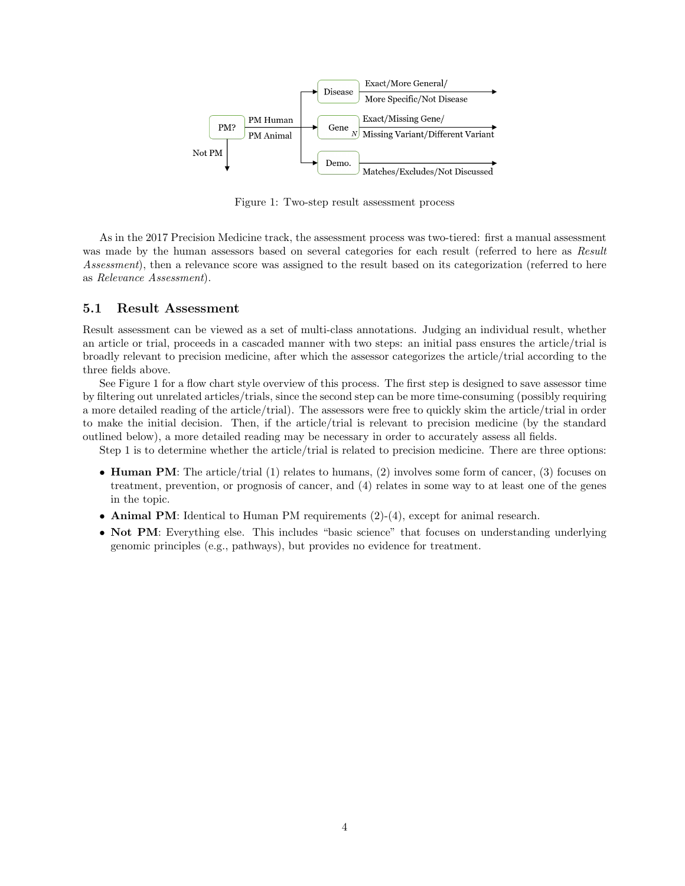Figure 1: Two-step result assessment process

As in the 2017 Precision Medicine track, the assessment process was two-tiered: first a manual assessment was made by the human assessors based on several categories for each result (referred to here as *Result Assessment*), then a relevance score was assigned to the result based on its categorization (referred to here as *Relevance Assessment*).

## 5.1 Result Assessment

Result assessment can be viewed as a set of multi-class annotations. Judging an individual result, whether an article or trial, proceeds in a cascaded manner with two steps: an initial pass ensures the article/trial is broadly relevant to precision medicine, after which the assessor categorizes the article/trial according to the three fields above.

See Figure 1 for a flow chart style overview of this process. The first step is designed to save assessor time by filtering out unrelated articles/trials, since the second step can be more time-consuming (possibly requiring a more detailed reading of the article/trial). The assessors were free to quickly skim the article/trial in order to make the initial decision. Then, if the article/trial is relevant to precision medicine (by the standard outlined below), a more detailed reading may be necessary in order to accurately assess all fields.

Step 1 is to determine whether the article/trial is related to precision medicine. There are three options:

- **Human PM**: The article/trial (1) relates to humans, (2) involves some form of cancer, (3) focuses on treatment, prevention, or prognosis of cancer, and (4) relates in some way to at least one of the genes in the topic.
- **Animal PM**: Identical to Human PM requirements (2)-(4), except for animal research.
- **Not PM**: Everything else. This includes "basic science" that focuses on understanding underlying genomic principles (e.g., pathways), but provides no evidence for treatment.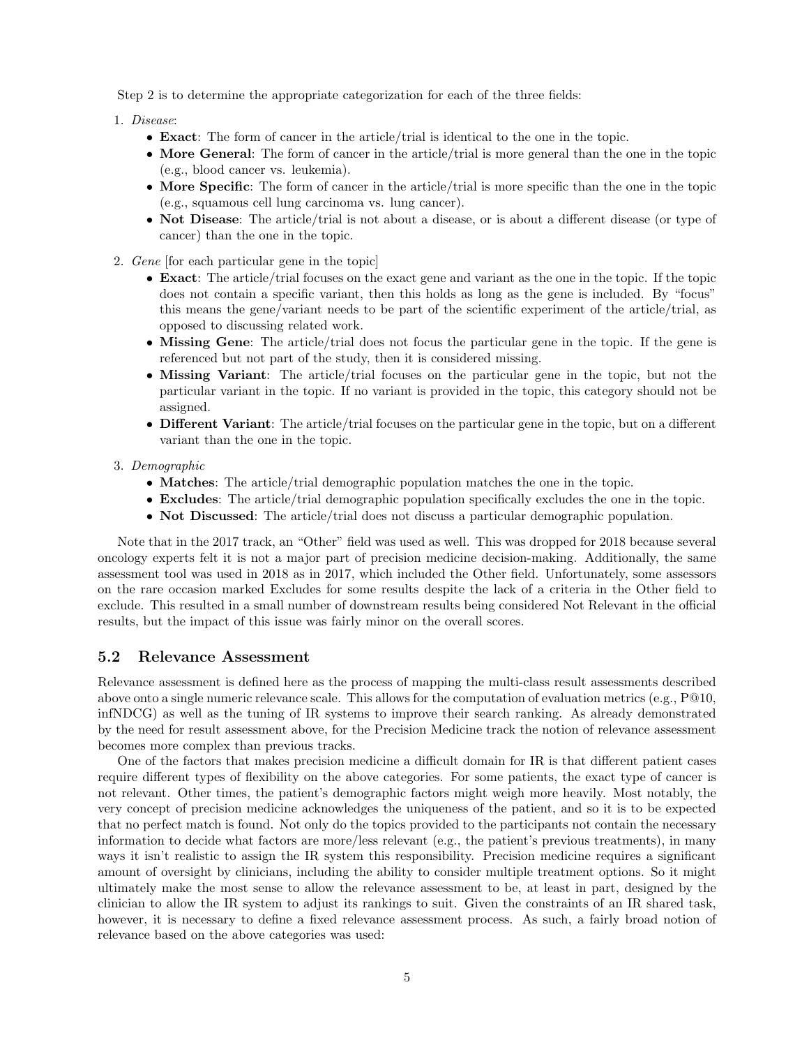Step 2 is to determine the appropriate categorization for each of the three fields:

1. *Disease*:
   - **Exact**: The form of cancer in the article/trial is identical to the one in the topic.
   - **More General**: The form of cancer in the article/trial is more general than the one in the topic (e.g., blood cancer vs. leukemia).
   - **More Specific**: The form of cancer in the article/trial is more specific than the one in the topic (e.g., squamous cell lung carcinoma vs. lung cancer).
   - **Not Disease**: The article/trial is not about a disease, or is about a different disease (or type of cancer) than the one in the topic.
2. *Gene* [for each particular gene in the topic]
   - **Exact**: The article/trial focuses on the exact gene and variant as the one in the topic. If the topic does not contain a specific variant, then this holds as long as the gene is included. By "focus" this means the gene/variant needs to be part of the scientific experiment of the article/trial, as opposed to discussing related work.
   - **Missing Gene**: The article/trial does not focus the particular gene in the topic. If the gene is referenced but not part of the study, then it is considered missing.
   - **Missing Variant**: The article/trial focuses on the particular gene in the topic, but not the particular variant in the topic. If no variant is provided in the topic, this category should not be assigned.
   - **Different Variant**: The article/trial focuses on the particular gene in the topic, but on a different variant than the one in the topic.
3. *Demographic*
   - **Matches**: The article/trial demographic population matches the one in the topic.
   - **Excludes**: The article/trial demographic population specifically excludes the one in the topic.
   - **Not Discussed**: The article/trial does not discuss a particular demographic population.

Note that in the 2017 track, an "Other" field was used as well. This was dropped for 2018 because several oncology experts felt it is not a major part of precision medicine decision-making. Additionally, the same assessment tool was used in 2018 as in 2017, which included the Other field. Unfortunately, some assessors on the rare occasion marked Excludes for some results despite the lack of a criteria in the Other field to exclude. This resulted in a small number of downstream results being considered Not Relevant in the official results, but the impact of this issue was fairly minor on the overall scores.

## 5.2 Relevance Assessment

Relevance assessment is defined here as the process of mapping the multi-class result assessments described above onto a single numeric relevance scale. This allows for the computation of evaluation metrics (e.g., P@10, infNDCG) as well as the tuning of IR systems to improve their search ranking. As already demonstrated by the need for result assessment above, for the Precision Medicine track the notion of relevance assessment becomes more complex than previous tracks.

One of the factors that makes precision medicine a difficult domain for IR is that different patient cases require different types of flexibility on the above categories. For some patients, the exact type of cancer is not relevant. Other times, the patient's demographic factors might weigh more heavily. Most notably, the very concept of precision medicine acknowledges the uniqueness of the patient, and so it is to be expected that no perfect match is found. Not only do the topics provided to the participants not contain the necessary information to decide what factors are more/less relevant (e.g., the patient's previous treatments), in many ways it isn't realistic to assign the IR system this responsibility. Precision medicine requires a significant amount of oversight by clinicians, including the ability to consider multiple treatment options. So it might ultimately make the most sense to allow the relevance assessment to be, at least in part, designed by the clinician to allow the IR system to adjust its rankings to suit. Given the constraints of an IR shared task, however, it is necessary to define a fixed relevance assessment process. As such, a fairly broad notion of relevance based on the above categories was used: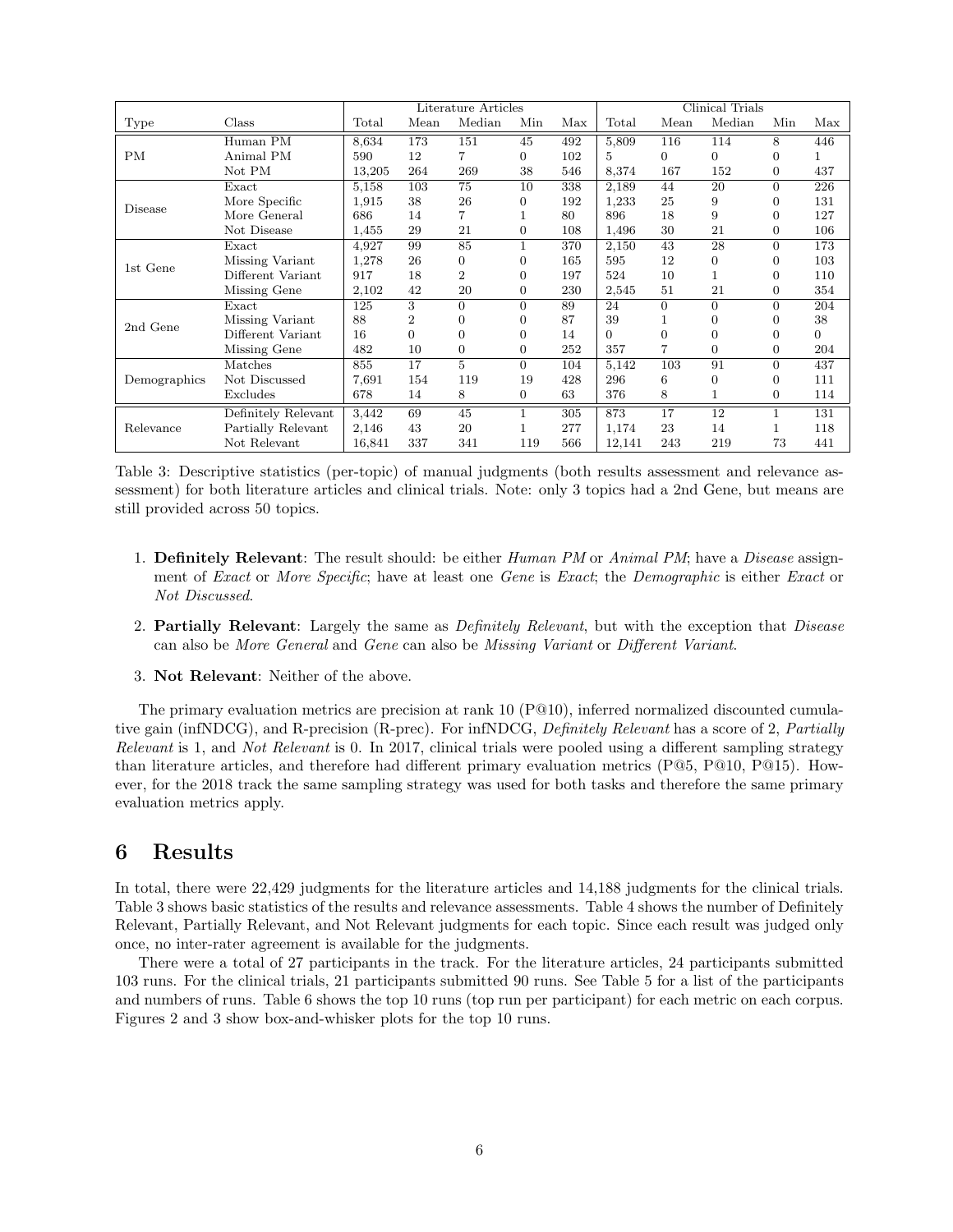| Type | Class | Literature Articles | | | | | Clinical Trials | | | | |
|---|---|---|---|---|---|---|---|---|---|---|---|
| | | Total | Mean | Median | Min | Max | Total | Mean | Median | Min | Max |
| PM | Human PM | 8,634 | 173 | 151 | 45 | 492 | 5,809 | 116 | 114 | 8 | 446 |
| | Animal PM | 590 | 12 | 7 | 0 | 102 | 5 | 0 | 0 | 0 | 1 |
| | Not PM | 13,205 | 264 | 269 | 38 | 546 | 8,374 | 167 | 152 | 0 | 437 |
| Disease | Exact | 5,158 | 103 | 75 | 10 | 338 | 2,189 | 44 | 20 | 0 | 226 |
| | More Specific | 1,915 | 38 | 26 | 0 | 192 | 1,233 | 25 | 9 | 0 | 131 |
| | More General | 686 | 14 | 7 | 1 | 80 | 896 | 18 | 9 | 0 | 127 |
| | Not Disease | 1,455 | 29 | 21 | 0 | 108 | 1,496 | 30 | 21 | 0 | 106 |
| 1st Gene | Exact | 4,927 | 99 | 85 | 1 | 370 | 2,150 | 43 | 28 | 0 | 173 |
| | Missing Variant | 1,278 | 26 | 0 | 0 | 165 | 595 | 12 | 0 | 0 | 103 |
| | Different Variant | 917 | 18 | 2 | 0 | 197 | 524 | 10 | 1 | 0 | 110 |
| | Missing Gene | 2,102 | 42 | 20 | 0 | 230 | 2,545 | 51 | 21 | 0 | 354 |
| 2nd Gene | Exact | 125 | 3 | 0 | 0 | 89 | 24 | 0 | 0 | 0 | 204 |
| | Missing Variant | 88 | 2 | 0 | 0 | 87 | 39 | 1 | 0 | 0 | 38 |
| | Different Variant | 16 | 0 | 0 | 0 | 14 | 0 | 0 | 0 | 0 | 0 |
| | Missing Gene | 482 | 10 | 0 | 0 | 252 | 357 | 7 | 0 | 0 | 204 |
| Demographics | Matches | 855 | 17 | 5 | 0 | 104 | 5,142 | 103 | 91 | 0 | 437 |
| | Not Discussed | 7,691 | 154 | 119 | 19 | 428 | 296 | 6 | 0 | 0 | 111 |
| | Excludes | 678 | 14 | 8 | 0 | 63 | 376 | 8 | 1 | 0 | 114 |
| Relevance | Definitely Relevant | 3,442 | 69 | 45 | 1 | 305 | 873 | 17 | 12 | 1 | 131 |
| | Partially Relevant | 2,146 | 43 | 20 | 1 | 277 | 1,174 | 23 | 14 | 1 | 118 |
| | Not Relevant | 16,841 | 337 | 341 | 119 | 566 | 12,141 | 243 | 219 | 73 | 441 |

Table 3: Descriptive statistics (per-topic) of manual judgments (both results assessment and relevance assessment) for both literature articles and clinical trials. Note: only 3 topics had a 2nd Gene, but means are still provided across 50 topics.

1. **Definitely Relevant**: The result should: be either *Human PM* or *Animal PM*; have a *Disease* assignment of *Exact* or *More Specific*; have at least one *Gene* is *Exact*; the *Demographic* is either *Exact* or *Not Discussed*.

2. **Partially Relevant**: Largely the same as *Definitely Relevant*, but with the exception that *Disease* can also be *More General* and *Gene* can also be *Missing Variant* or *Different Variant*.

3. **Not Relevant**: Neither of the above.

The primary evaluation metrics are precision at rank 10 (P@10), inferred normalized discounted cumulative gain (infNDCG), and R-precision (R-prec). For infNDCG, *Definitely Relevant* has a score of 2, *Partially Relevant* is 1, and *Not Relevant* is 0. In 2017, clinical trials were pooled using a different sampling strategy than literature articles, and therefore had different primary evaluation metrics (P@5, P@10, P@15). However, for the 2018 track the same sampling strategy was used for both tasks and therefore the same primary evaluation metrics apply.

# 6 Results

In total, there were 22,429 judgments for the literature articles and 14,188 judgments for the clinical trials. Table 3 shows basic statistics of the results and relevance assessments. Table 4 shows the number of Definitely Relevant, Partially Relevant, and Not Relevant judgments for each topic. Since each result was judged only once, no inter-rater agreement is available for the judgments.

There were a total of 27 participants in the track. For the literature articles, 24 participants submitted 103 runs. For the clinical trials, 21 participants submitted 90 runs. See Table 5 for a list of the participants and numbers of runs. Table 6 shows the top 10 runs (top run per participant) for each metric on each corpus. Figures 2 and 3 show box-and-whisker plots for the top 10 runs.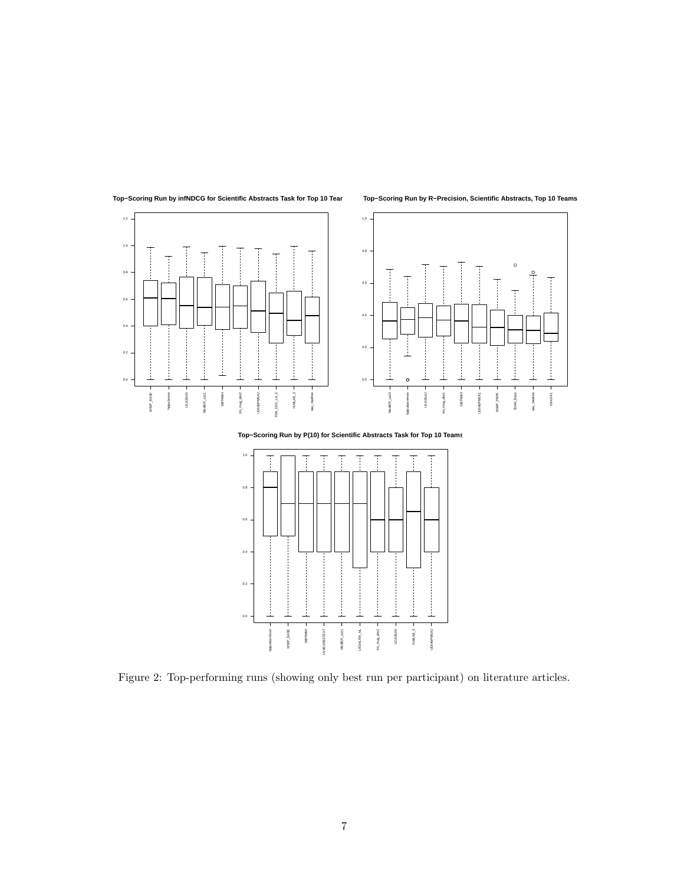Figure 2: Top-performing runs (showing only best run per participant) on literature articles.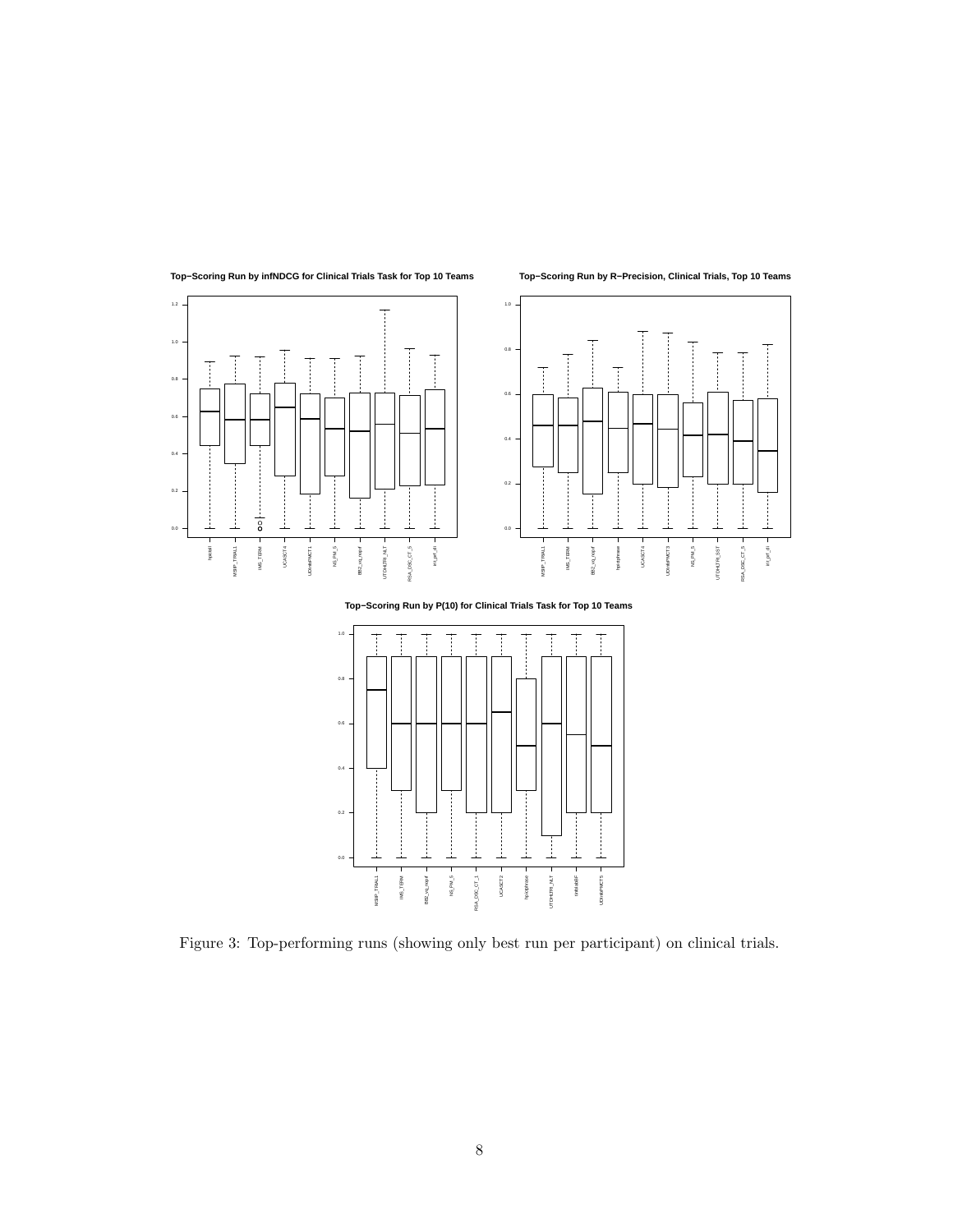Figure 3: Top-performing runs (showing only best run per participant) on clinical trials.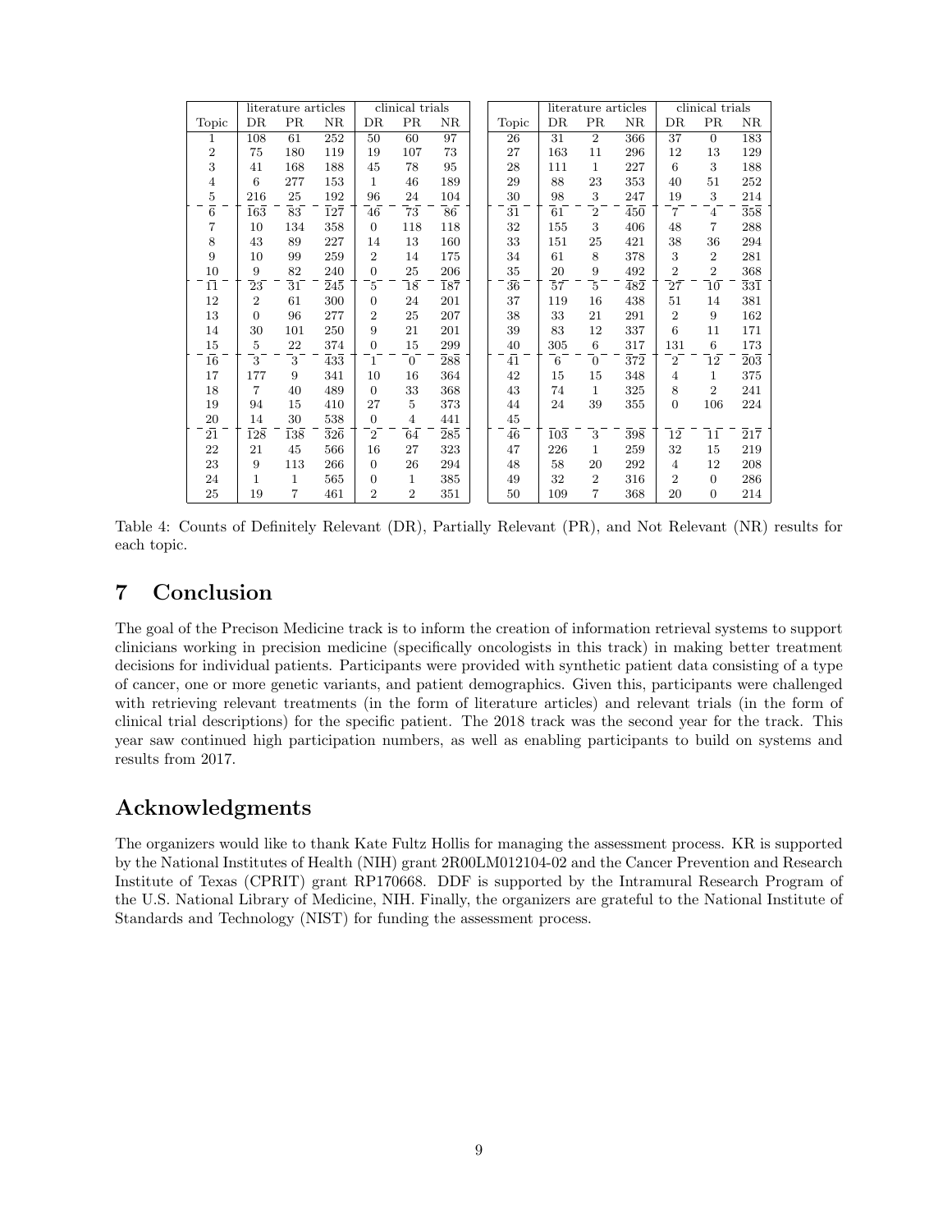| | literature articles | | | clinical trials | | | | | literature articles | | | clinical trials | | |
|---|---|---|---|---|---|---|---|---|---|---|---|---|---|---|
| Topic | DR | PR | NR | DR | PR | NR | | Topic | DR | PR | NR | DR | PR | NR |
| 1 | 108 | 61 | 252 | 50 | 60 | 97 | | 26 | 31 | 2 | 366 | 37 | 0 | 183 |
| 2 | 75 | 180 | 119 | 19 | 107 | 73 | | 27 | 163 | 11 | 296 | 12 | 13 | 129 |
| 3 | 41 | 168 | 188 | 45 | 78 | 95 | | 28 | 111 | 1 | 227 | 6 | 3 | 188 |
| 4 | 6 | 277 | 153 | 1 | 46 | 189 | | 29 | 88 | 23 | 353 | 40 | 51 | 252 |
| 5 | 216 | 25 | 192 | 96 | 24 | 104 | | 30 | 98 | 3 | 247 | 19 | 3 | 214 |
| 6 | 163 | 83 | 127 | 46 | 73 | 86 | | 31 | 61 | 2 | 450 | 7 | 4 | 358 |
| 7 | 10 | 134 | 358 | 0 | 118 | 118 | | 32 | 155 | 3 | 406 | 48 | 7 | 288 |
| 8 | 43 | 89 | 227 | 14 | 13 | 160 | | 33 | 151 | 25 | 421 | 38 | 36 | 294 |
| 9 | 10 | 99 | 259 | 2 | 14 | 175 | | 34 | 61 | 8 | 378 | 3 | 2 | 281 |
| 10 | 9 | 82 | 240 | 0 | 25 | 206 | | 35 | 20 | 9 | 492 | 2 | 2 | 368 |
| 11 | 23 | 31 | 245 | 5 | 18 | 187 | | 36 | 57 | 5 | 482 | 27 | 10 | 331 |
| 12 | 2 | 61 | 300 | 0 | 24 | 201 | | 37 | 119 | 16 | 438 | 51 | 14 | 381 |
| 13 | 0 | 96 | 277 | 2 | 25 | 207 | | 38 | 33 | 21 | 291 | 2 | 9 | 162 |
| 14 | 30 | 101 | 250 | 9 | 21 | 201 | | 39 | 83 | 12 | 337 | 6 | 11 | 171 |
| 15 | 5 | 22 | 374 | 0 | 15 | 299 | | 40 | 305 | 6 | 317 | 131 | 6 | 173 |
| 16 | 3 | 3 | 433 | 1 | 0 | 288 | | 41 | 6 | 0 | 372 | 2 | 12 | 203 |
| 17 | 177 | 9 | 341 | 10 | 16 | 364 | | 42 | 15 | 15 | 348 | 4 | 1 | 375 |
| 18 | 7 | 40 | 489 | 0 | 33 | 368 | | 43 | 74 | 1 | 325 | 8 | 2 | 241 |
| 19 | 94 | 15 | 410 | 27 | 5 | 373 | | 44 | 24 | 39 | 355 | 0 | 106 | 224 |
| 20 | 14 | 30 | 538 | 0 | 4 | 441 | | 45 | | | | | | |
| 21 | 128 | 138 | 326 | 2 | 64 | 285 | | 46 | 103 | 3 | 398 | 12 | 11 | 217 |
| 22 | 21 | 45 | 566 | 16 | 27 | 323 | | 47 | 226 | 1 | 259 | 32 | 15 | 219 |
| 23 | 9 | 113 | 266 | 0 | 26 | 294 | | 48 | 58 | 20 | 292 | 4 | 12 | 208 |
| 24 | 1 | 1 | 565 | 0 | 1 | 385 | | 49 | 32 | 2 | 316 | 2 | 0 | 286 |
| 25 | 19 | 7 | 461 | 2 | 2 | 351 | | 50 | 109 | 7 | 368 | 20 | 0 | 214 |

Table 4: Counts of Definitely Relevant (DR), Partially Relevant (PR), and Not Relevant (NR) results for each topic.

# 7 Conclusion

The goal of the Precison Medicine track is to inform the creation of information retrieval systems to support clinicians working in precision medicine (specifically oncologists in this track) in making better treatment decisions for individual patients. Participants were provided with synthetic patient data consisting of a type of cancer, one or more genetic variants, and patient demographics. Given this, participants were challenged with retrieving relevant treatments (in the form of literature articles) and relevant trials (in the form of clinical trial descriptions) for the specific patient. The 2018 track was the second year for the track. This year saw continued high participation numbers, as well as enabling participants to build on systems and results from 2017.

# Acknowledgments

The organizers would like to thank Kate Fultz Hollis for managing the assessment process. KR is supported by the National Institutes of Health (NIH) grant 2R00LM012104-02 and the Cancer Prevention and Research Institute of Texas (CPRIT) grant RP170668. DDF is supported by the Intramural Research Program of the U.S. National Library of Medicine, NIH. Finally, the organizers are grateful to the National Institute of Standards and Technology (NIST) for funding the assessment process.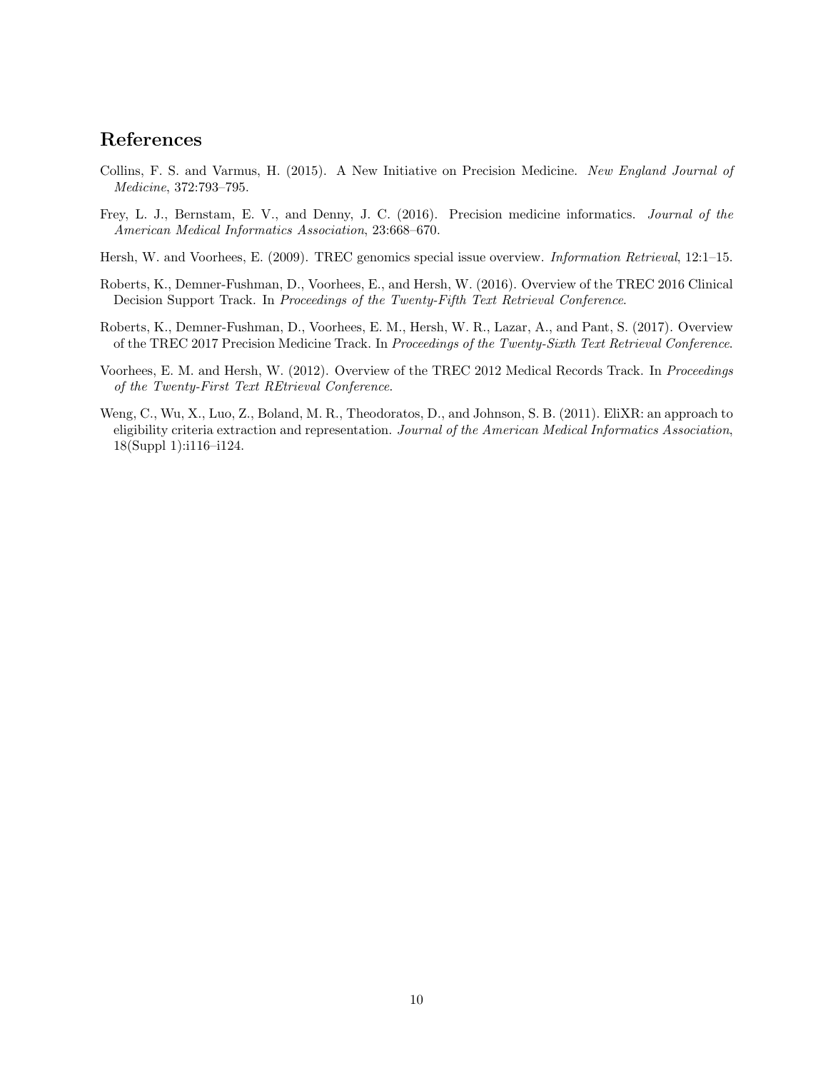## References

Collins, F. S. and Varmus, H. (2015). A New Initiative on Precision Medicine. *New England Journal of Medicine*, 372:793–795.

Frey, L. J., Bernstam, E. V., and Denny, J. C. (2016). Precision medicine informatics. *Journal of the American Medical Informatics Association*, 23:668–670.

Hersh, W. and Voorhees, E. (2009). TREC genomics special issue overview. *Information Retrieval*, 12:1–15.

Roberts, K., Demner-Fushman, D., Voorhees, E., and Hersh, W. (2016). Overview of the TREC 2016 Clinical Decision Support Track. In *Proceedings of the Twenty-Fifth Text Retrieval Conference*.

Roberts, K., Demner-Fushman, D., Voorhees, E. M., Hersh, W. R., Lazar, A., and Pant, S. (2017). Overview of the TREC 2017 Precision Medicine Track. In *Proceedings of the Twenty-Sixth Text Retrieval Conference*.

Voorhees, E. M. and Hersh, W. (2012). Overview of the TREC 2012 Medical Records Track. In *Proceedings of the Twenty-First Text REtrieval Conference*.

Weng, C., Wu, X., Luo, Z., Boland, M. R., Theodoratos, D., and Johnson, S. B. (2011). EliXR: an approach to eligibility criteria extraction and representation. *Journal of the American Medical Informatics Association*, 18(Suppl 1):i116–i124.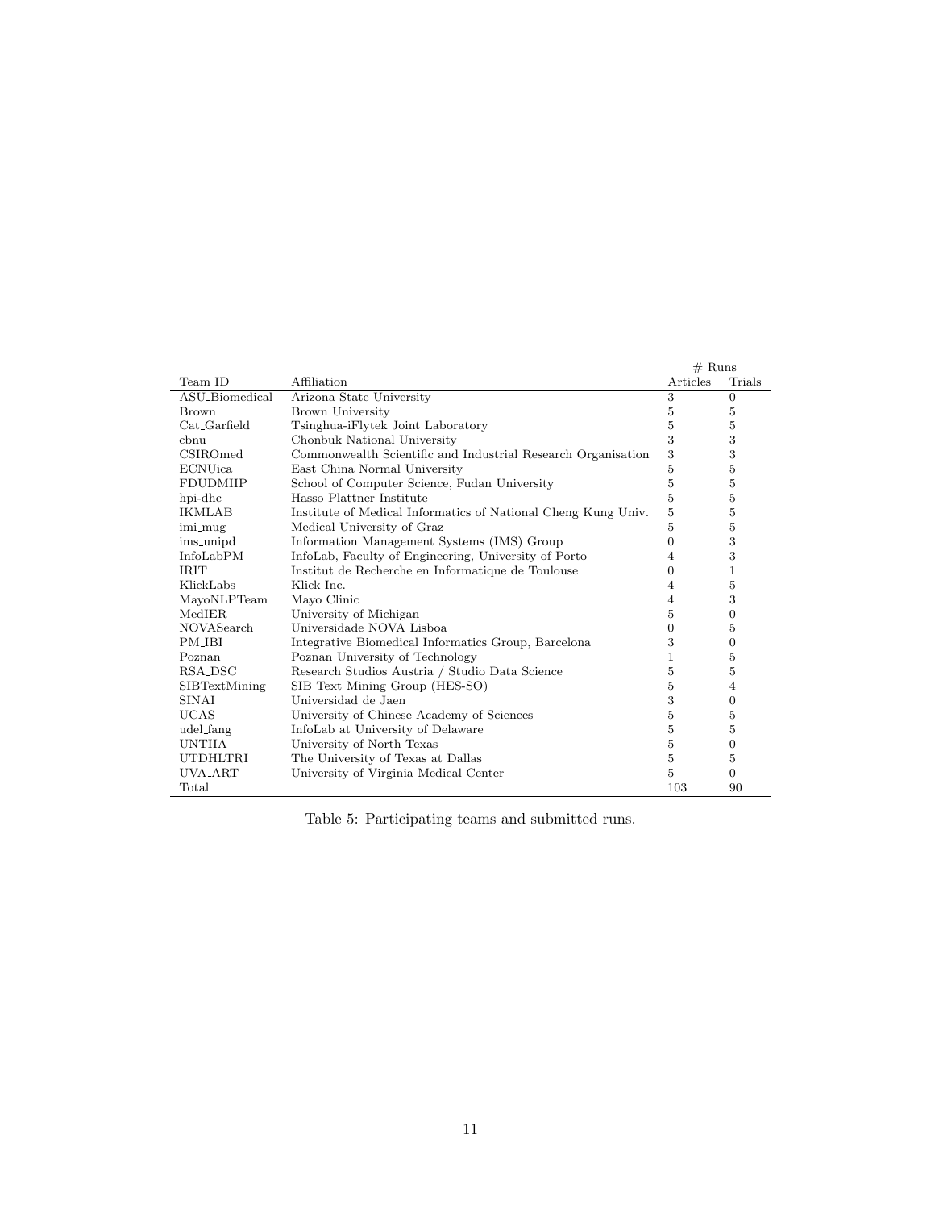| | | # Runs | |
|---|---|---|---|
| Team ID | Affiliation | Articles | Trials |
| ASU_Biomedical | Arizona State University | 3 | 0 |
| Brown | Brown University | 5 | 5 |
| Cat_Garfield | Tsinghua-iFlytek Joint Laboratory | 5 | 5 |
| cbnu | Chonbuk National University | 3 | 3 |
| CSIROmed | Commonwealth Scientific and Industrial Research Organisation | 3 | 3 |
| ECNUica | East China Normal University | 5 | 5 |
| FDUDMIIP | School of Computer Science, Fudan University | 5 | 5 |
| hpi-dhc | Hasso Plattner Institute | 5 | 5 |
| IKMLAB | Institute of Medical Informatics of National Cheng Kung Univ. | 5 | 5 |
| imi_mug | Medical University of Graz | 5 | 5 |
| ims_unipd | Information Management Systems (IMS) Group | 0 | 3 |
| InfoLabPM | InfoLab, Faculty of Engineering, University of Porto | 4 | 3 |
| IRIT | Institut de Recherche en Informatique de Toulouse | 0 | 1 |
| KlickLabs | Klick Inc. | 4 | 5 |
| MayoNLPTeam | Mayo Clinic | 4 | 3 |
| MedIER | University of Michigan | 5 | 0 |
| NOVASearch | Universidade NOVA Lisboa | 0 | 5 |
| PM_IBI | Integrative Biomedical Informatics Group, Barcelona | 3 | 0 |
| Poznan | Poznan University of Technology | 1 | 5 |
| RSA_DSC | Research Studios Austria / Studio Data Science | 5 | 5 |
| SIBTextMining | SIB Text Mining Group (HES-SO) | 5 | 4 |
| SINAI | Universidad de Jaen | 3 | 0 |
| UCAS | University of Chinese Academy of Sciences | 5 | 5 |
| udel_fang | InfoLab at University of Delaware | 5 | 5 |
| UNTIIA | University of North Texas | 5 | 0 |
| UTDHLTRI | The University of Texas at Dallas | 5 | 5 |
| UVA_ART | University of Virginia Medical Center | 5 | 0 |
| Total | | 103 | 90 |

Table 5: Participating teams and submitted runs.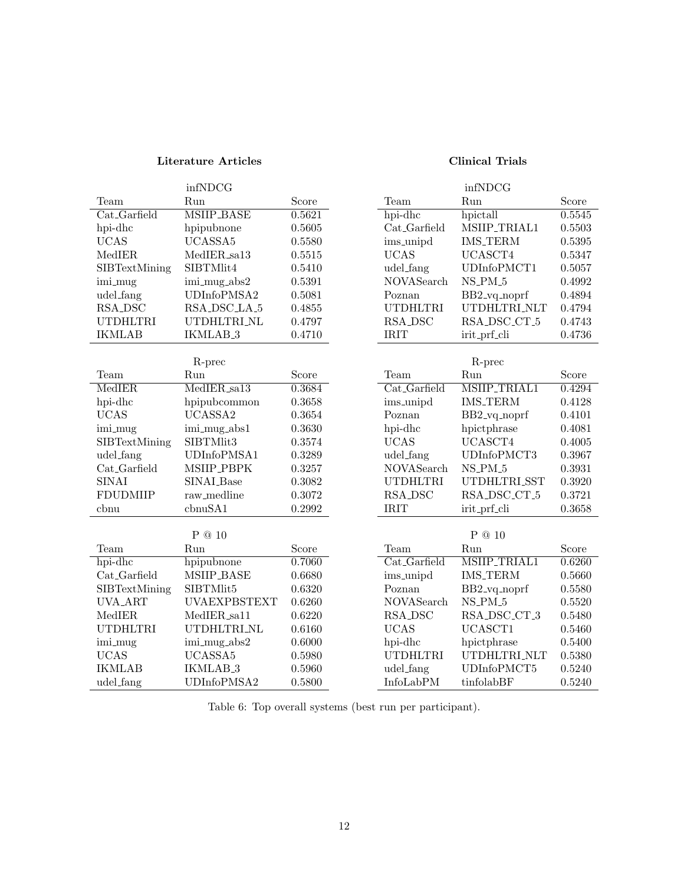**Literature Articles**

infNDCG

| Team | Run | Score |
|---|---|---|
| Cat_Garfield | MSIIP_BASE | 0.5621 |
| hpi-dhc | hpipubnone | 0.5605 |
| UCAS | UCASSA5 | 0.5580 |
| MedIER | MedIER_sa13 | 0.5515 |
| SIBTextMining | SIBTMlit4 | 0.5410 |
| imi_mug | imi_mug_abs2 | 0.5391 |
| udel_fang | UDInfoPMSA2 | 0.5081 |
| RSA_DSC | RSA_DSC_LA_5 | 0.4855 |
| UTDHLTRI | UTDHLTRI_NL | 0.4797 |
| IKMLAB | IKMLAB_3 | 0.4710 |

R-prec

| Team | Run | Score |
|---|---|---|
| MedIER | MedIER_sa13 | 0.3684 |
| hpi-dhc | hpipubcommon | 0.3658 |
| UCAS | UCASSA2 | 0.3654 |
| imi_mug | imi_mug_abs1 | 0.3630 |
| SIBTextMining | SIBTMlit3 | 0.3574 |
| udel_fang | UDInfoPMSA1 | 0.3289 |
| Cat_Garfield | MSIIP_PBPK | 0.3257 |
| SINAI | SINAI_Base | 0.3082 |
| FDUDMIIP | raw_medline | 0.3072 |
| cbnu | cbnuSA1 | 0.2992 |

P @ 10

| Team | Run | Score |
|---|---|---|
| hpi-dhc | hpipubnone | 0.7060 |
| Cat_Garfield | MSIIP_BASE | 0.6680 |
| SIBTextMining | SIBTMlit5 | 0.6320 |
| UVA_ART | UVAEXPBSTEXT | 0.6260 |
| MedIER | MedIER_sa11 | 0.6220 |
| UTDHLTRI | UTDHLTRI_NL | 0.6160 |
| imi_mug | imi_mug_abs2 | 0.6000 |
| UCAS | UCASSA5 | 0.5980 |
| IKMLAB | IKMLAB_3 | 0.5960 |
| udel_fang | UDInfoPMSA2 | 0.5800 |

**Clinical Trials**

infNDCG

| Team | Run | Score |
|---|---|---|
| hpi-dhc | hpictall | 0.5545 |
| Cat_Garfield | MSIIP_TRIAL1 | 0.5503 |
| ims_unipd | IMS_TERM | 0.5395 |
| UCAS | UCASCT4 | 0.5347 |
| udel_fang | UDInfoPMCT1 | 0.5057 |
| NOVASearch | NS_PM_5 | 0.4992 |
| Poznan | BB2_vq_noprf | 0.4894 |
| UTDHLTRI | UTDHLTRI_NLT | 0.4794 |
| RSA_DSC | RSA_DSC_CT_5 | 0.4743 |
| IRIT | irit_prf_cli | 0.4736 |

R-prec

| Team | Run | Score |
|---|---|---|
| Cat_Garfield | MSIIP_TRIAL1 | 0.4294 |
| ims_unipd | IMS_TERM | 0.4128 |
| Poznan | BB2_vq_noprf | 0.4101 |
| hpi-dhc | hpictphrase | 0.4081 |
| UCAS | UCASCT4 | 0.4005 |
| udel_fang | UDInfoPMCT3 | 0.3967 |
| NOVASearch | NS_PM_5 | 0.3931 |
| UTDHLTRI | UTDHLTRI_SST | 0.3920 |
| RSA_DSC | RSA_DSC_CT_5 | 0.3721 |
| IRIT | irit_prf_cli | 0.3658 |

P @ 10

| Team | Run | Score |
|---|---|---|
| Cat_Garfield | MSIIP_TRIAL1 | 0.6260 |
| ims_unipd | IMS_TERM | 0.5660 |
| Poznan | BB2_vq_noprf | 0.5580 |
| NOVASearch | NS_PM_5 | 0.5520 |
| RSA_DSC | RSA_DSC_CT_3 | 0.5480 |
| UCAS | UCASCT1 | 0.5460 |
| hpi-dhc | hpictphrase | 0.5400 |
| UTDHLTRI | UTDHLTRI_NLT | 0.5380 |
| udel_fang | UDInfoPMCT5 | 0.5240 |
| InfoLabPM | tinfolabBF | 0.5240 |

Table 6: Top overall systems (best run per participant).